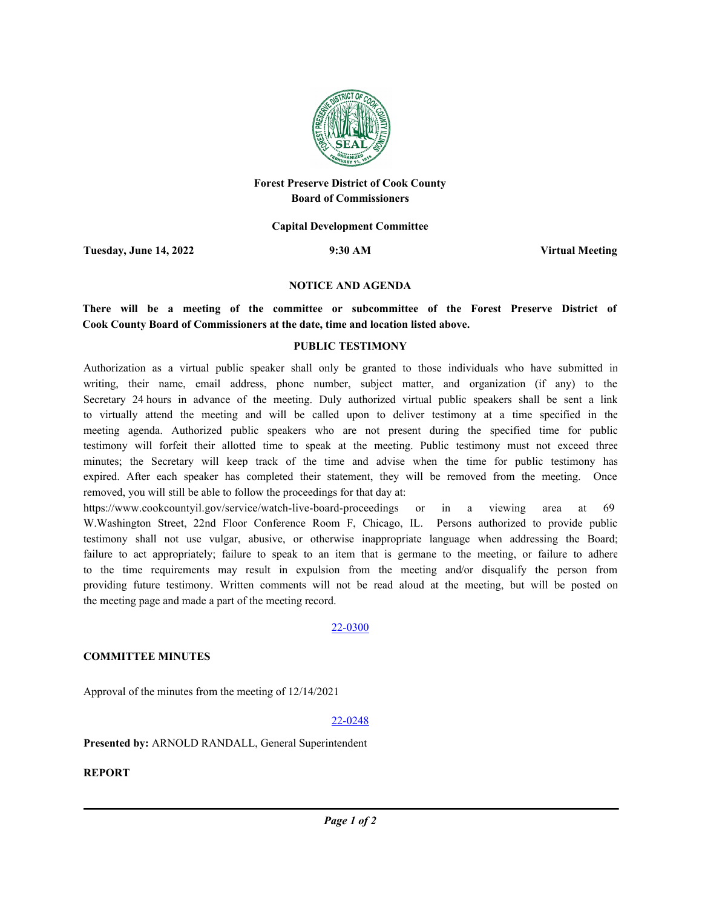**Forest Preserve District of Cook County**
**Board of Commissioners**

**Capital Development Committee**

**Tuesday, June 14, 2022** | **9:30 AM** | **Virtual Meeting**

**NOTICE AND AGENDA**

**There will be a meeting of the committee or subcommittee of the Forest Preserve District of Cook County Board of Commissioners at the date, time and location listed above.**

**PUBLIC TESTIMONY**

Authorization as a virtual public speaker shall only be granted to those individuals who have submitted in writing, their name, email address, phone number, subject matter, and organization (if any) to the Secretary 24 hours in advance of the meeting. Duly authorized virtual public speakers shall be sent a link to virtually attend the meeting and will be called upon to deliver testimony at a time specified in the meeting agenda. Authorized public speakers who are not present during the specified time for public testimony will forfeit their allotted time to speak at the meeting. Public testimony must not exceed three minutes; the Secretary will keep track of the time and advise when the time for public testimony has expired. After each speaker has completed their statement, they will be removed from the meeting. Once removed, you will still be able to follow the proceedings for that day at: https://www.cookcountyil.gov/service/watch-live-board-proceedings or in a viewing area at 69 W.Washington Street, 22nd Floor Conference Room F, Chicago, IL. Persons authorized to provide public testimony shall not use vulgar, abusive, or otherwise inappropriate language when addressing the Board; failure to act appropriately; failure to speak to an item that is germane to the meeting, or failure to adhere to the time requirements may result in expulsion from the meeting and/or disqualify the person from providing future testimony. Written comments will not be read aloud at the meeting, but will be posted on the meeting page and made a part of the meeting record.

22-0300

**COMMITTEE MINUTES**

Approval of the minutes from the meeting of 12/14/2021

22-0248

**Presented by:** ARNOLD RANDALL, General Superintendent

**REPORT**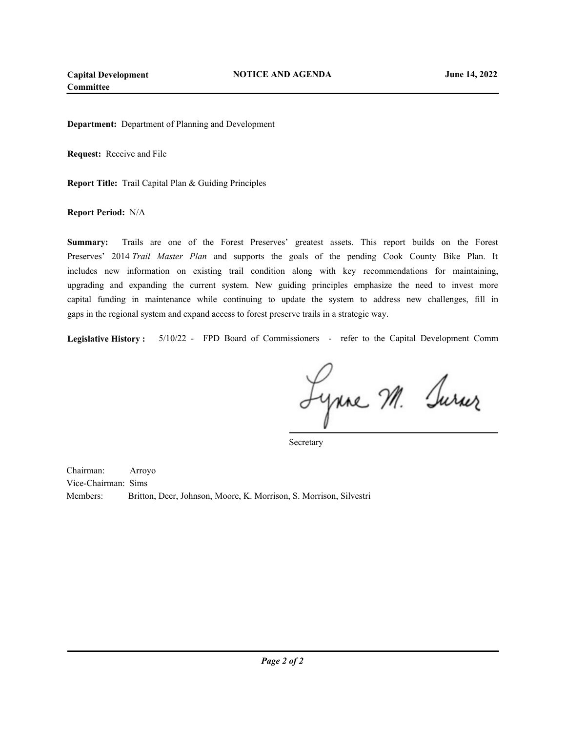**Department:** Department of Planning and Development

**Request:** Receive and File

**Report Title:** Trail Capital Plan & Guiding Principles

**Report Period:** N/A

**Summary:** Trails are one of the Forest Preserves' greatest assets. This report builds on the Forest Preserves' 2014 *Trail Master Plan* and supports the goals of the pending Cook County Bike Plan. It includes new information on existing trail condition along with key recommendations for maintaining, upgrading and expanding the current system. New guiding principles emphasize the need to invest more capital funding in maintenance while continuing to update the system to address new challenges, fill in gaps in the regional system and expand access to forest preserve trails in a strategic way.

**Legislative History :** 5/10/22 - FPD Board of Commissioners - refer to the Capital Development Comm

Lynne M. Turner

Secretary

Chairman: Arroyo
Vice-Chairman: Sims
Members: Britton, Deer, Johnson, Moore, K. Morrison, S. Morrison, Silvestri